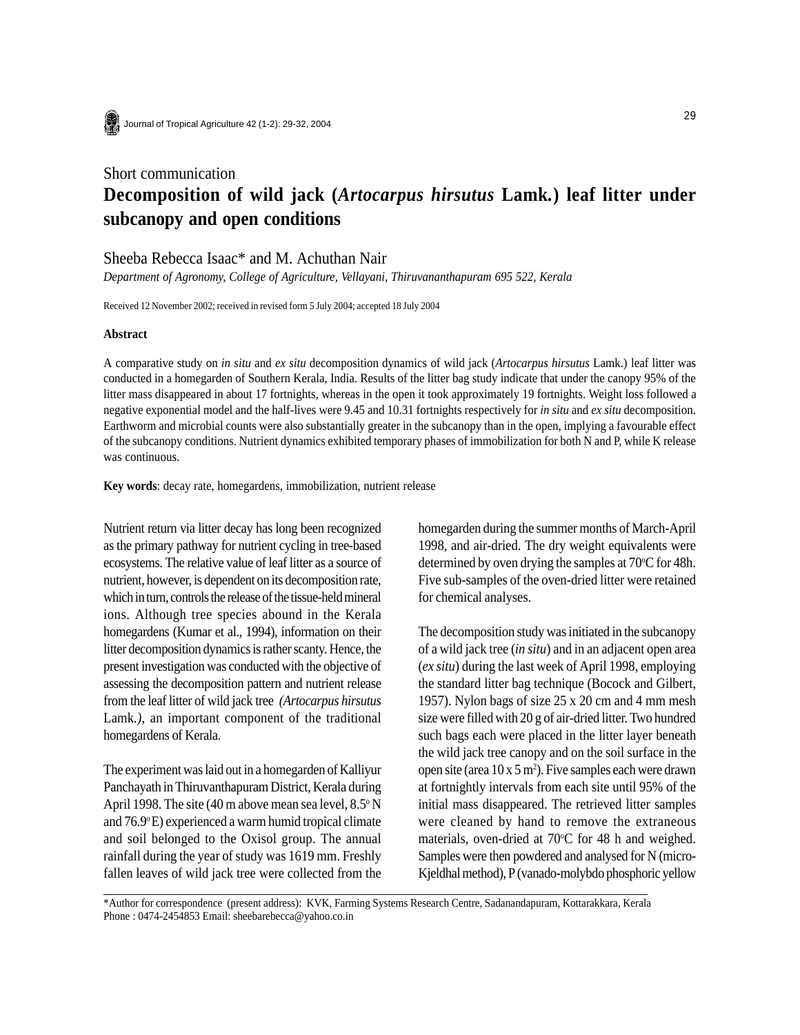Short communication

# Decomposition of wild jack (*Artocarpus hirsutus* Lamk.) leaf litter under subcanopy and open conditions

Sheeba Rebecca Isaac* and M. Achuthan Nair

*Department of Agronomy, College of Agriculture, Vellayani, Thiruvananthapuram 695 522, Kerala*

Received 12 November 2002; received in revised form 5 July 2004; accepted 18 July 2004

#### Abstract

A comparative study on *in situ* and *ex situ* decomposition dynamics of wild jack (*Artocarpus hirsutus* Lamk.) leaf litter was conducted in a homegarden of Southern Kerala, India. Results of the litter bag study indicate that under the canopy 95% of the litter mass disappeared in about 17 fortnights, whereas in the open it took approximately 19 fortnights. Weight loss followed a negative exponential model and the half-lives were 9.45 and 10.31 fortnights respectively for *in situ* and *ex situ* decomposition. Earthworm and microbial counts were also substantially greater in the subcanopy than in the open, implying a favourable effect of the subcanopy conditions. Nutrient dynamics exhibited temporary phases of immobilization for both N and P, while K release was continuous.

**Key words**: decay rate, homegardens, immobilization, nutrient release

Nutrient return via litter decay has long been recognized as the primary pathway for nutrient cycling in tree-based ecosystems. The relative value of leaf litter as a source of nutrient, however, is dependent on its decomposition rate, which in turn, controls the release of the tissue-held mineral ions. Although tree species abound in the Kerala homegardens (Kumar et al., 1994), information on their litter decomposition dynamics is rather scanty. Hence, the present investigation was conducted with the objective of assessing the decomposition pattern and nutrient release from the leaf litter of wild jack tree *(Artocarpus hirsutus* Lamk.*)*, an important component of the traditional homegardens of Kerala.

The experiment was laid out in a homegarden of Kalliyur Panchayath in Thiruvanthapuram District, Kerala during April 1998. The site (40 m above mean sea level, 8.5$^{o}$ N and 76.9$^{o}$ E) experienced a warm humid tropical climate and soil belonged to the Oxisol group. The annual rainfall during the year of study was 1619 mm. Freshly fallen leaves of wild jack tree were collected from the homegarden during the summer months of March-April 1998, and air-dried. The dry weight equivalents were determined by oven drying the samples at 70$^{o}$C for 48h. Five sub-samples of the oven-dried litter were retained for chemical analyses.

The decomposition study was initiated in the subcanopy of a wild jack tree (*in situ*) and in an adjacent open area (*ex situ*) during the last week of April 1998, employing the standard litter bag technique (Bocock and Gilbert, 1957). Nylon bags of size 25 x 20 cm and 4 mm mesh size were filled with 20 g of air-dried litter. Two hundred such bags each were placed in the litter layer beneath the wild jack tree canopy and on the soil surface in the open site (area 10 x 5 m$^{2}$). Five samples each were drawn at fortnightly intervals from each site until 95% of the initial mass disappeared. The retrieved litter samples were cleaned by hand to remove the extraneous materials, oven-dried at 70$^{o}$C for 48 h and weighed. Samples were then powdered and analysed for N (micro-Kjeldhal method), P (vanado-molybdo phosphoric yellow

*Author for correspondence (present address): KVK, Farming Systems Research Centre, Sadanandapuram, Kottarakkara, Kerala Phone : 0474-2454853 Email: sheebarebecca@yahoo.co.in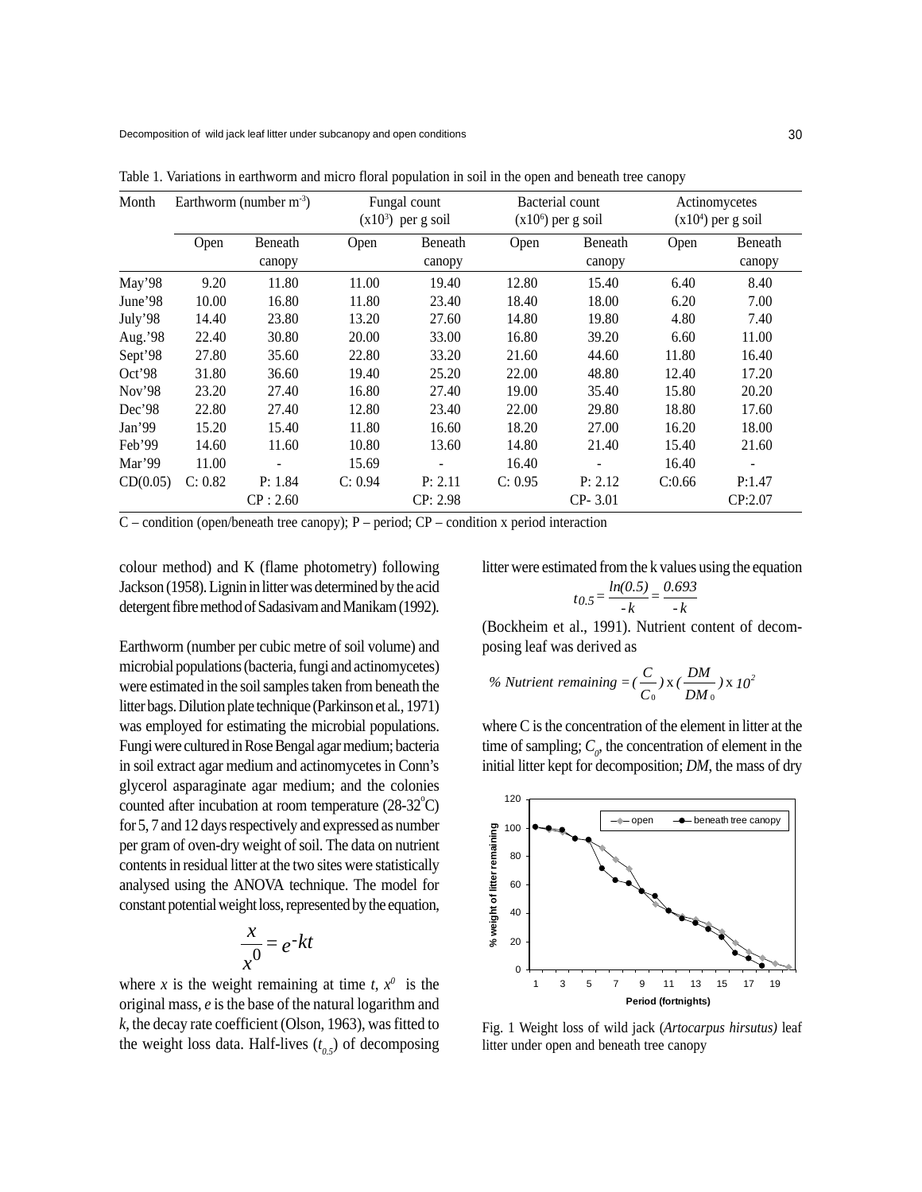Table 1. Variations in earthworm and micro floral population in soil in the open and beneath tree canopy

| Month | Earthworm (number $m^{-3}$) | | Fungal count ($x10^3$) per g soil | | Bacterial count ($x10^6$) per g soil | | Actinomycetes ($x10^4$) per g soil | |
|---|---|---|---|---|---|---|---|---|
| | Open | Beneath canopy | Open | Beneath canopy | Open | Beneath canopy | Open | Beneath canopy |
| May'98 | 9.20 | 11.80 | 11.00 | 19.40 | 12.80 | 15.40 | 6.40 | 8.40 |
| June'98 | 10.00 | 16.80 | 11.80 | 23.40 | 18.40 | 18.00 | 6.20 | 7.00 |
| July'98 | 14.40 | 23.80 | 13.20 | 27.60 | 14.80 | 19.80 | 4.80 | 7.40 |
| Aug.'98 | 22.40 | 30.80 | 20.00 | 33.00 | 16.80 | 39.20 | 6.60 | 11.00 |
| Sept'98 | 27.80 | 35.60 | 22.80 | 33.20 | 21.60 | 44.60 | 11.80 | 16.40 |
| Oct'98 | 31.80 | 36.60 | 19.40 | 25.20 | 22.00 | 48.80 | 12.40 | 17.20 |
| Nov'98 | 23.20 | 27.40 | 16.80 | 27.40 | 19.00 | 35.40 | 15.80 | 20.20 |
| Dec'98 | 22.80 | 27.40 | 12.80 | 23.40 | 22.00 | 29.80 | 18.80 | 17.60 |
| Jan'99 | 15.20 | 15.40 | 11.80 | 16.60 | 18.20 | 27.00 | 16.20 | 18.00 |
| Feb'99 | 14.60 | 11.60 | 10.80 | 13.60 | 14.80 | 21.40 | 15.40 | 21.60 |
| Mar'99 | 11.00 | - | 15.69 | - | 16.40 | - | 16.40 | - |
| CD(0.05) | C: 0.82 | P: 1.84 | C: 0.94 | P: 2.11 | C: 0.95 | P: 2.12 | C:0.66 | P:1.47 |
| | | CP : 2.60 | | CP: 2.98 | | CP- 3.01 | | CP:2.07 |

C – condition (open/beneath tree canopy); P – period; CP – condition x period interaction

colour method) and K (flame photometry) following Jackson (1958). Lignin in litter was determined by the acid detergent fibre method of Sadasivam and Manikam (1992).

Earthworm (number per cubic metre of soil volume) and microbial populations (bacteria, fungi and actinomycetes) were estimated in the soil samples taken from beneath the litter bags. Dilution plate technique (Parkinson et al., 1971) was employed for estimating the microbial populations. Fungi were cultured in Rose Bengal agar medium; bacteria in soil extract agar medium and actinomycetes in Conn's glycerol asparaginate agar medium; and the colonies counted after incubation at room temperature (28-32°C) for 5, 7 and 12 days respectively and expressed as number per gram of oven-dry weight of soil. The data on nutrient contents in residual litter at the two sites were statistically analysed using the ANOVA technique. The model for constant potential weight loss, represented by the equation,

$$\frac{x}{x^0} = e^{-kt}$$

where $x$ is the weight remaining at time $t$, $x^0$ is the original mass, $e$ is the base of the natural logarithm and $k$, the decay rate coefficient (Olson, 1963), was fitted to the weight loss data. Half-lives ($t_{0.5}$) of decomposing litter were estimated from the k values using the equation

$$t_{0.5} = \frac{ln(0.5)}{-k} = \frac{0.693}{-k}$$

(Bockheim et al., 1991). Nutrient content of decomposing leaf was derived as

$$\% \ Nutrient\ remaining = \left(\frac{C}{C_0}\right) \times \left(\frac{DM}{DM_0}\right) \times 10^2$$

where C is the concentration of the element in litter at the time of sampling; $C_0$, the concentration of element in the initial litter kept for decomposition; *DM*, the mass of dry

Fig. 1 Weight loss of wild jack (*Artocarpus hirsutus)* leaf litter under open and beneath tree canopy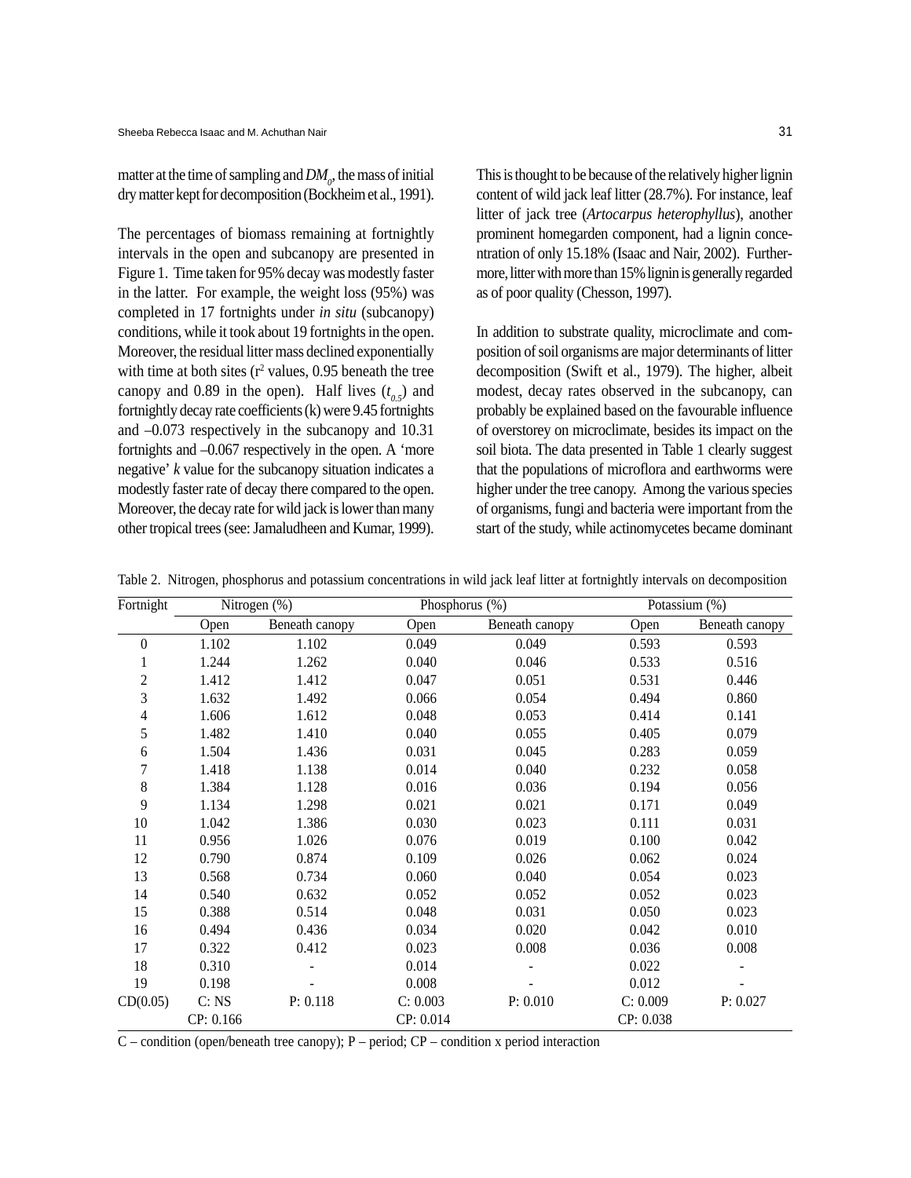matter at the time of sampling and $DM_0$, the mass of initial dry matter kept for decomposition (Bockheim et al., 1991).

The percentages of biomass remaining at fortnightly intervals in the open and subcanopy are presented in Figure 1. Time taken for 95% decay was modestly faster in the latter. For example, the weight loss (95%) was completed in 17 fortnights under *in situ* (subcanopy) conditions, while it took about 19 fortnights in the open. Moreover, the residual litter mass declined exponentially with time at both sites ($r^2$ values, 0.95 beneath the tree canopy and 0.89 in the open). Half lives ($t_{0.5}$) and fortnightly decay rate coefficients (k) were 9.45 fortnights and –0.073 respectively in the subcanopy and 10.31 fortnights and –0.067 respectively in the open. A 'more negative' *k* value for the subcanopy situation indicates a modestly faster rate of decay there compared to the open. Moreover, the decay rate for wild jack is lower than many other tropical trees (see: Jamaludheen and Kumar, 1999). This is thought to be because of the relatively higher lignin content of wild jack leaf litter (28.7%). For instance, leaf litter of jack tree (*Artocarpus heterophyllus*), another prominent homegarden component, had a lignin concentration of only 15.18% (Isaac and Nair, 2002). Furthermore, litter with more than 15% lignin is generally regarded as of poor quality (Chesson, 1997).

In addition to substrate quality, microclimate and composition of soil organisms are major determinants of litter decomposition (Swift et al., 1979). The higher, albeit modest, decay rates observed in the subcanopy, can probably be explained based on the favourable influence of overstorey on microclimate, besides its impact on the soil biota. The data presented in Table 1 clearly suggest that the populations of microflora and earthworms were higher under the tree canopy. Among the various species of organisms, fungi and bacteria were important from the start of the study, while actinomycetes became dominant

Table 2. Nitrogen, phosphorus and potassium concentrations in wild jack leaf litter at fortnightly intervals on decomposition

| Fortnight | Nitrogen (%) | | Phosphorus (%) | | Potassium (%) | |
|---|---|---|---|---|---|---|
| | Open | Beneath canopy | Open | Beneath canopy | Open | Beneath canopy |
| 0 | 1.102 | 1.102 | 0.049 | 0.049 | 0.593 | 0.593 |
| 1 | 1.244 | 1.262 | 0.040 | 0.046 | 0.533 | 0.516 |
| 2 | 1.412 | 1.412 | 0.047 | 0.051 | 0.531 | 0.446 |
| 3 | 1.632 | 1.492 | 0.066 | 0.054 | 0.494 | 0.860 |
| 4 | 1.606 | 1.612 | 0.048 | 0.053 | 0.414 | 0.141 |
| 5 | 1.482 | 1.410 | 0.040 | 0.055 | 0.405 | 0.079 |
| 6 | 1.504 | 1.436 | 0.031 | 0.045 | 0.283 | 0.059 |
| 7 | 1.418 | 1.138 | 0.014 | 0.040 | 0.232 | 0.058 |
| 8 | 1.384 | 1.128 | 0.016 | 0.036 | 0.194 | 0.056 |
| 9 | 1.134 | 1.298 | 0.021 | 0.021 | 0.171 | 0.049 |
| 10 | 1.042 | 1.386 | 0.030 | 0.023 | 0.111 | 0.031 |
| 11 | 0.956 | 1.026 | 0.076 | 0.019 | 0.100 | 0.042 |
| 12 | 0.790 | 0.874 | 0.109 | 0.026 | 0.062 | 0.024 |
| 13 | 0.568 | 0.734 | 0.060 | 0.040 | 0.054 | 0.023 |
| 14 | 0.540 | 0.632 | 0.052 | 0.052 | 0.052 | 0.023 |
| 15 | 0.388 | 0.514 | 0.048 | 0.031 | 0.050 | 0.023 |
| 16 | 0.494 | 0.436 | 0.034 | 0.020 | 0.042 | 0.010 |
| 17 | 0.322 | 0.412 | 0.023 | 0.008 | 0.036 | 0.008 |
| 18 | 0.310 | - | 0.014 | - | 0.022 | - |
| 19 | 0.198 | - | 0.008 | - | 0.012 | - |
| CD(0.05) | C: NS | P: 0.118 | C: 0.003 | P: 0.010 | C: 0.009 | P: 0.027 |
| | CP: 0.166 | | CP: 0.014 | | CP: 0.038 | |

C – condition (open/beneath tree canopy); P – period; CP – condition x period interaction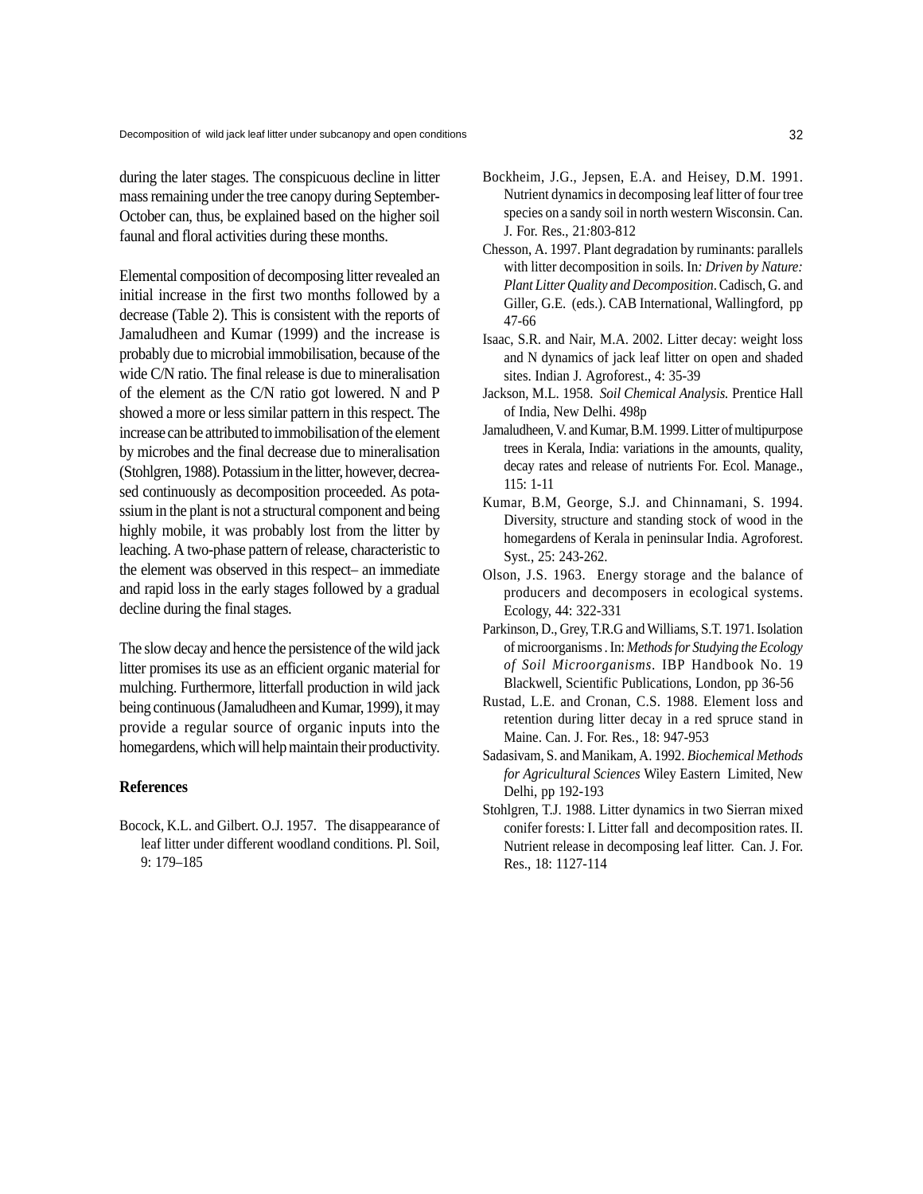during the later stages. The conspicuous decline in litter mass remaining under the tree canopy during September-October can, thus, be explained based on the higher soil faunal and floral activities during these months.

Elemental composition of decomposing litter revealed an initial increase in the first two months followed by a decrease (Table 2). This is consistent with the reports of Jamaludheen and Kumar (1999) and the increase is probably due to microbial immobilisation, because of the wide C/N ratio. The final release is due to mineralisation of the element as the C/N ratio got lowered. N and P showed a more or less similar pattern in this respect. The increase can be attributed to immobilisation of the element by microbes and the final decrease due to mineralisation (Stohlgren, 1988). Potassium in the litter, however, decreased continuously as decomposition proceeded. As potassium in the plant is not a structural component and being highly mobile, it was probably lost from the litter by leaching. A two-phase pattern of release, characteristic to the element was observed in this respect– an immediate and rapid loss in the early stages followed by a gradual decline during the final stages.

The slow decay and hence the persistence of the wild jack litter promises its use as an efficient organic material for mulching. Furthermore, litterfall production in wild jack being continuous (Jamaludheen and Kumar, 1999), it may provide a regular source of organic inputs into the homegardens, which will help maintain their productivity.

## References

Bocock, K.L. and Gilbert. O.J. 1957. The disappearance of leaf litter under different woodland conditions. Pl. Soil, 9: 179–185

Bockheim, J.G., Jepsen, E.A. and Heisey, D.M. 1991. Nutrient dynamics in decomposing leaf litter of four tree species on a sandy soil in north western Wisconsin. Can. J. For. Res., 21:803-812

Chesson, A. 1997. Plant degradation by ruminants: parallels with litter decomposition in soils. In*: Driven by Nature: Plant Litter Quality and Decomposition*. Cadisch, G. and Giller, G.E. (eds.). CAB International, Wallingford, pp 47-66

Isaac, S.R. and Nair, M.A. 2002. Litter decay: weight loss and N dynamics of jack leaf litter on open and shaded sites. Indian J. Agroforest., 4: 35-39

Jackson, M.L. 1958. *Soil Chemical Analysis.* Prentice Hall of India, New Delhi. 498p

Jamaludheen, V. and Kumar, B.M. 1999. Litter of multipurpose trees in Kerala, India: variations in the amounts, quality, decay rates and release of nutrients For. Ecol. Manage., 115: 1-11

Kumar, B.M, George, S.J. and Chinnamani, S. 1994. Diversity, structure and standing stock of wood in the homegardens of Kerala in peninsular India. Agroforest. Syst., 25: 243-262.

Olson, J.S. 1963. Energy storage and the balance of producers and decomposers in ecological systems. Ecology, 44: 322-331

Parkinson, D., Grey, T.R.G and Williams, S.T. 1971. Isolation of microorganisms . In: *Methods for Studying the Ecology of Soil Microorganisms*. IBP Handbook No. 19 Blackwell, Scientific Publications, London, pp 36-56

Rustad, L.E. and Cronan, C.S. 1988. Element loss and retention during litter decay in a red spruce stand in Maine. Can. J. For. Res., 18: 947-953

Sadasivam, S. and Manikam, A. 1992. *Biochemical Methods for Agricultural Sciences* Wiley Eastern Limited, New Delhi, pp 192-193

Stohlgren, T.J. 1988. Litter dynamics in two Sierran mixed conifer forests: I. Litter fall and decomposition rates. II. Nutrient release in decomposing leaf litter. Can. J. For. Res., 18: 1127-114